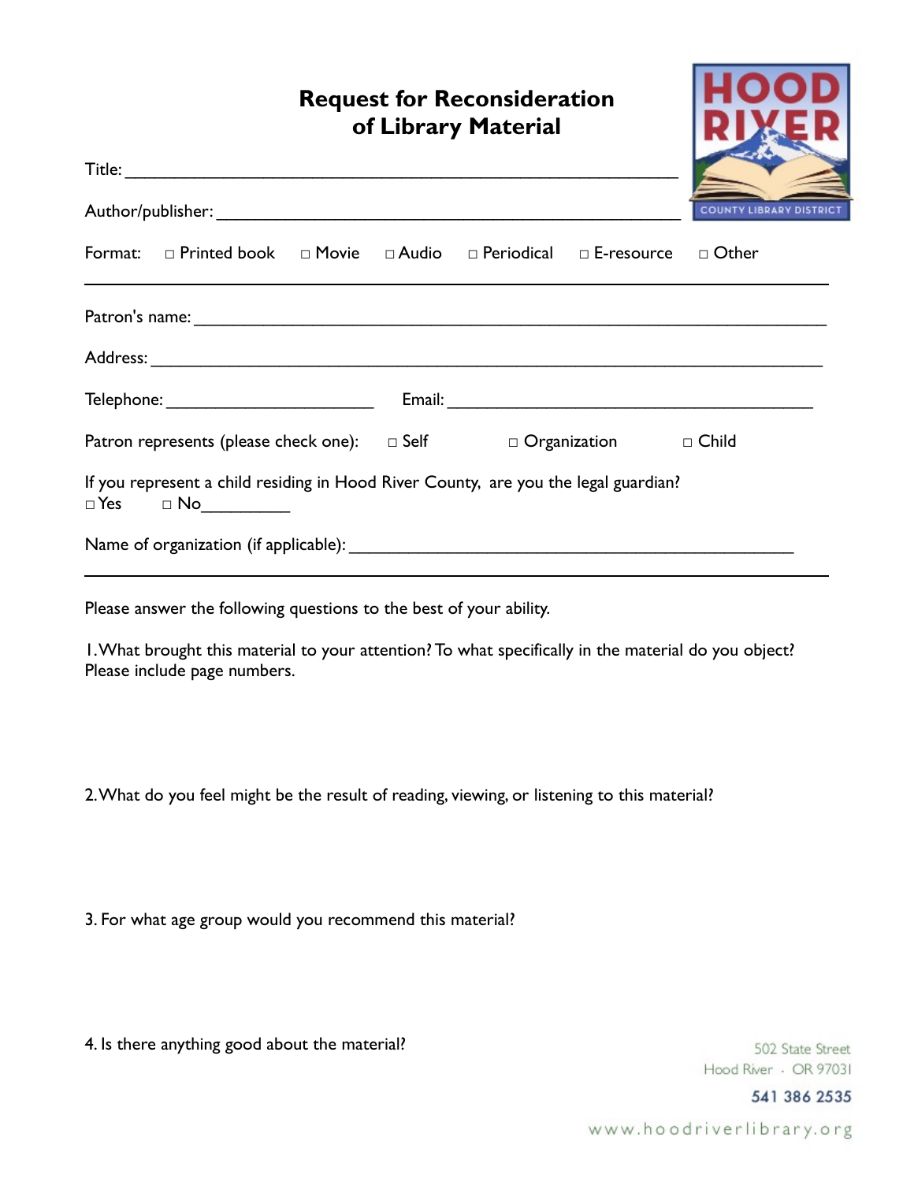# Request for Reconsideration of Library Material

HOOD RIVER COUNTY LIBRARY DISTRICT

Title: ____________________________________________________________

Author/publisher: ____________________________________________________

Format: □ Printed book □ Movie □ Audio □ Periodical □ E-resource □ Other

---

Patron's name: ________________________________________________________

Address: _____________________________________________________________

Telephone: ______________________ Email: ____________________________________

Patron represents (please check one): □ Self □ Organization □ Child

If you represent a child residing in Hood River County, are you the legal guardian?
□ Yes □ No_________

Name of organization (if applicable): ____________________________________________

---

Please answer the following questions to the best of your ability.

1. What brought this material to your attention? To what specifically in the material do you object? Please include page numbers.

2. What do you feel might be the result of reading, viewing, or listening to this material?

3. For what age group would you recommend this material?

4. Is there anything good about the material?

502 State Street
Hood River · OR 97031
541 386 2535
www.hoodriverlibrary.org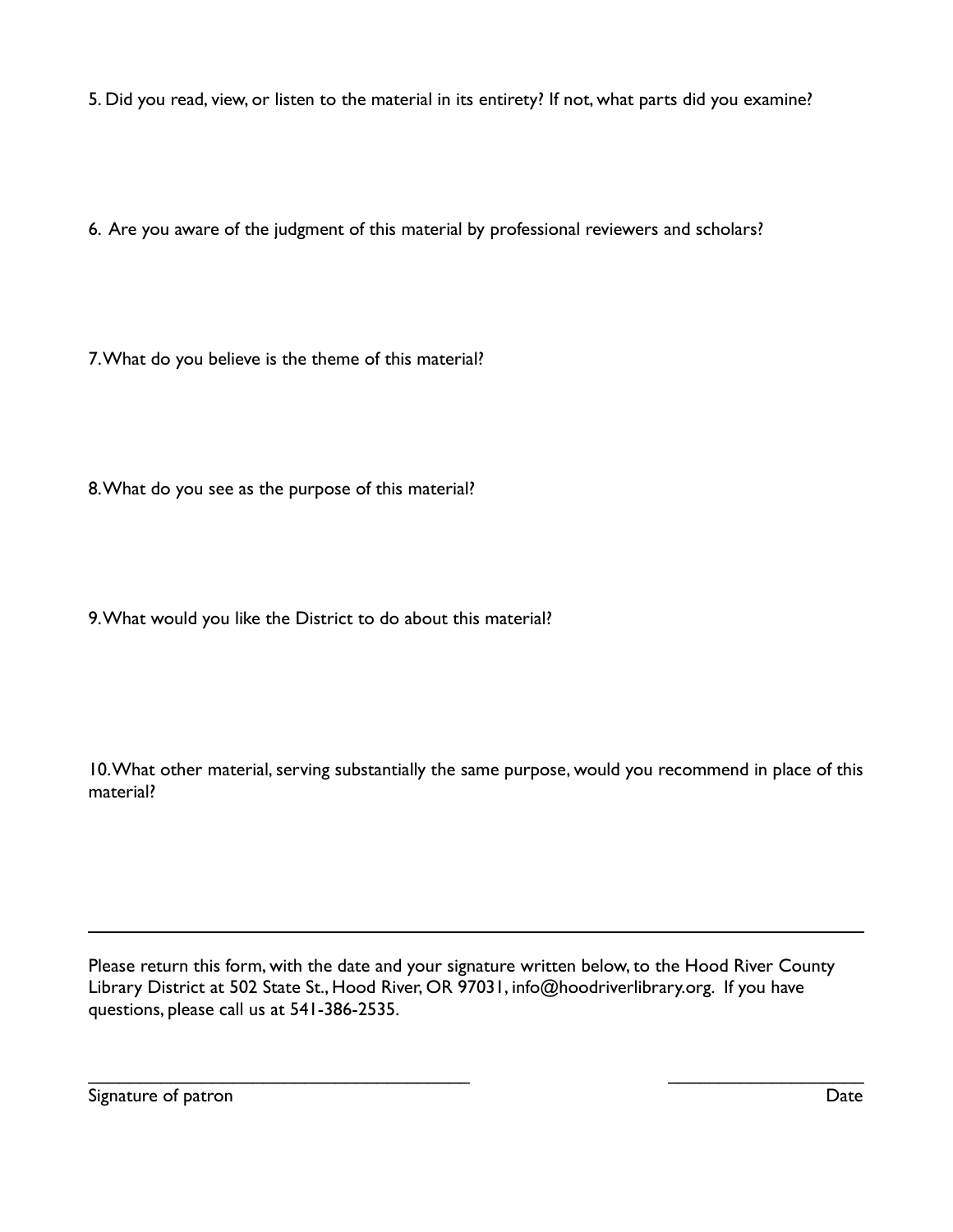5. Did you read, view, or listen to the material in its entirety? If not, what parts did you examine?

6. Are you aware of the judgment of this material by professional reviewers and scholars?

7. What do you believe is the theme of this material?

8. What do you see as the purpose of this material?

9. What would you like the District to do about this material?

10. What other material, serving substantially the same purpose, would you recommend in place of this material?

---

Please return this form, with the date and your signature written below, to the Hood River County Library District at 502 State St., Hood River, OR 97031, info@hoodriverlibrary.org. If you have questions, please call us at 541-386-2535.

\_\_\_\_\_\_\_\_\_\_\_\_\_\_\_\_\_\_\_\_\_\_\_\_\_\_\_\_\_\_\_\_\_\_\_\_\_\_\_\_ \_\_\_\_\_\_\_\_\_\_\_\_\_\_\_\_\_\_\_\_\_

Signature of patron Date